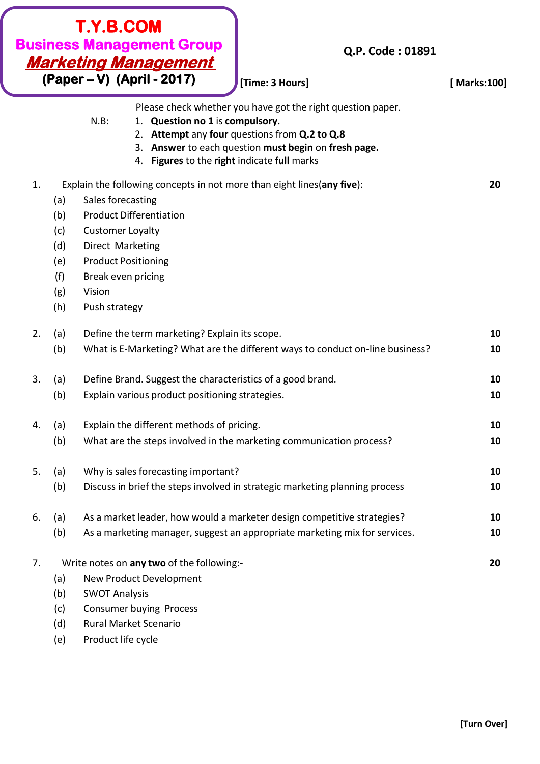# T.Y.B.COM
## Business Management Group
## Marketing Management
### (Paper – V) (April - 2017)

**Q.P. Code : 01891**

**[Time: 3 Hours]** **[ Marks:100]**

Please check whether you have got the right question paper.

N.B:
1. **Question no 1** is **compulsory.**
2. **Attempt** any **four** questions from **Q.2 to Q.8**
3. **Answer** to each question **must begin** on **fresh page.**
4. **Figures** to the **right** indicate **full** marks

1. Explain the following concepts in not more than eight lines(**any five**): **20**
   - (a) Sales forecasting
   - (b) Product Differentiation
   - (c) Customer Loyalty
   - (d) Direct Marketing
   - (e) Product Positioning
   - (f) Break even pricing
   - (g) Vision
   - (h) Push strategy

2. (a) Define the term marketing? Explain its scope. **10**
   (b) What is E-Marketing? What are the different ways to conduct on-line business? **10**

3. (a) Define Brand. Suggest the characteristics of a good brand. **10**
   (b) Explain various product positioning strategies. **10**

4. (a) Explain the different methods of pricing. **10**
   (b) What are the steps involved in the marketing communication process? **10**

5. (a) Why is sales forecasting important? **10**
   (b) Discuss in brief the steps involved in strategic marketing planning process **10**

6. (a) As a market leader, how would a marketer design competitive strategies? **10**
   (b) As a marketing manager, suggest an appropriate marketing mix for services. **10**

7. Write notes on **any two** of the following:- **20**
   - (a) New Product Development
   - (b) SWOT Analysis
   - (c) Consumer buying Process
   - (d) Rural Market Scenario
   - (e) Product life cycle

**[Turn Over]**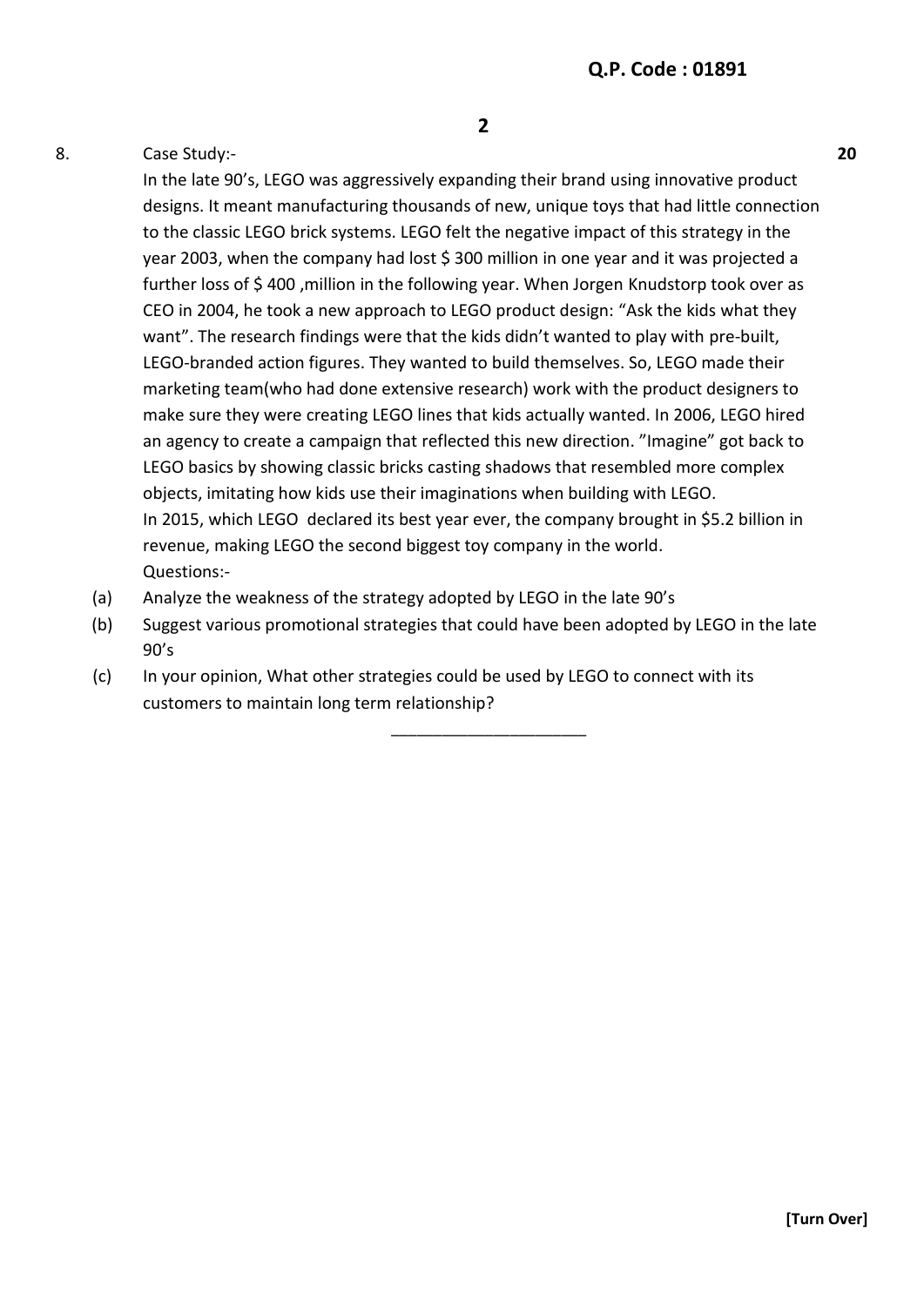8. Case Study:- **20**

In the late 90's, LEGO was aggressively expanding their brand using innovative product designs. It meant manufacturing thousands of new, unique toys that had little connection to the classic LEGO brick systems. LEGO felt the negative impact of this strategy in the year 2003, when the company had lost $ 300 million in one year and it was projected a further loss of $ 400 ,million in the following year. When Jorgen Knudstorp took over as CEO in 2004, he took a new approach to LEGO product design: "Ask the kids what they want". The research findings were that the kids didn't wanted to play with pre-built, LEGO-branded action figures. They wanted to build themselves. So, LEGO made their marketing team(who had done extensive research) work with the product designers to make sure they were creating LEGO lines that kids actually wanted. In 2006, LEGO hired an agency to create a campaign that reflected this new direction. "Imagine" got back to LEGO basics by showing classic bricks casting shadows that resembled more complex objects, imitating how kids use their imaginations when building with LEGO.

In 2015, which LEGO declared its best year ever, the company brought in $5.2 billion in revenue, making LEGO the second biggest toy company in the world.

Questions:-

(a) Analyze the weakness of the strategy adopted by LEGO in the late 90's

(b) Suggest various promotional strategies that could have been adopted by LEGO in the late 90's

(c) In your opinion, What other strategies could be used by LEGO to connect with its customers to maintain long term relationship?

______________________

**[Turn Over]**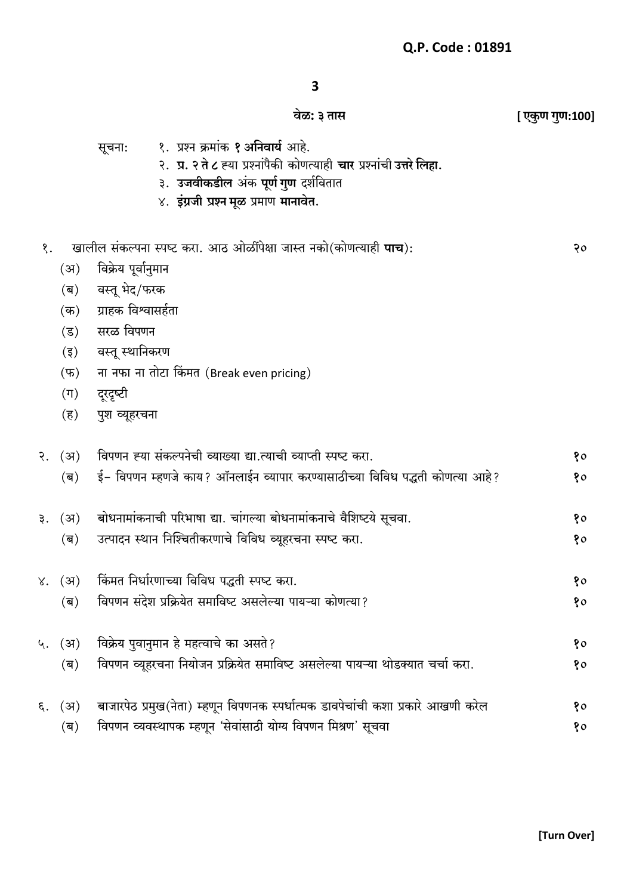**Q.P. Code : 01891**

**वेळ: ३ तास** **[ एकुण गुण:100]**

सूचना:
१. प्रश्न क्रमांक **१ अनिवार्य** आहे.
२. **प्र. २ ते ८** ह्या प्रश्नांपैकी कोणत्याही **चार** प्रश्नांची **उत्तरे लिहा.**
३. **उजवीकडील** अंक **पूर्ण गुण** दर्शवितात
४. **इंग्रजी प्रश्न मूळ** प्रमाण **मानावेत.**

१. खालील संकल्पना स्पष्ट करा. आठ ओळींपेक्षा जास्त नको(कोणत्याही **पाच**): २०

(अ) विक्रेय पूर्वानुमान
(ब) वस्तू भेद/फरक
(क) ग्राहक विश्वासर्हता
(ड) सरळ विपणन
(इ) वस्तू स्थानिकरण
(फ) ना नफा ना तोटा किंमत (Break even pricing)
(ग) दूरदृष्टी
(ह) पुश व्यूहरचना

२. (अ) विपणन ह्या संकल्पनेची व्याख्या द्या.त्याची व्याप्ती स्पष्ट करा. १०
(ब) ई- विपणन म्हणजे काय? ऑनलाईन व्यापार करण्यासाठीच्या विविध पद्धती कोणत्या आहे? १०

३. (अ) बोधनामांकनाची परिभाषा द्या. चांगल्या बोधनामांकनाचे वैशिष्टये सूचवा. १०
(ब) उत्पादन स्थान निश्चितीकरणाचे विविध व्यूहरचना स्पष्ट करा. १०

४. (अ) किंमत निर्धारणाच्या विविध पद्धती स्पष्ट करा. १०
(ब) विपणन संदेश प्रक्रियेत समाविष्ट असलेल्या पायऱ्या कोणत्या? १०

५. (अ) विक्रेय पुवानुमान हे महत्वाचे का असते? १०
(ब) विपणन व्यूहरचना नियोजन प्रक्रियेत समाविष्ट असलेल्या पायऱ्या थोडक्यात चर्चा करा. १०

६. (अ) बाजारपेठ प्रमुख(नेता) म्हणून विपणनक स्पर्धात्मक डावपेचांची कशा प्रकारे आखणी करेल १०
(ब) विपणन व्यवस्थापक म्हणून 'सेवांसाठी योग्य विपणन मिश्रण' सूचवा १०

**[Turn Over]**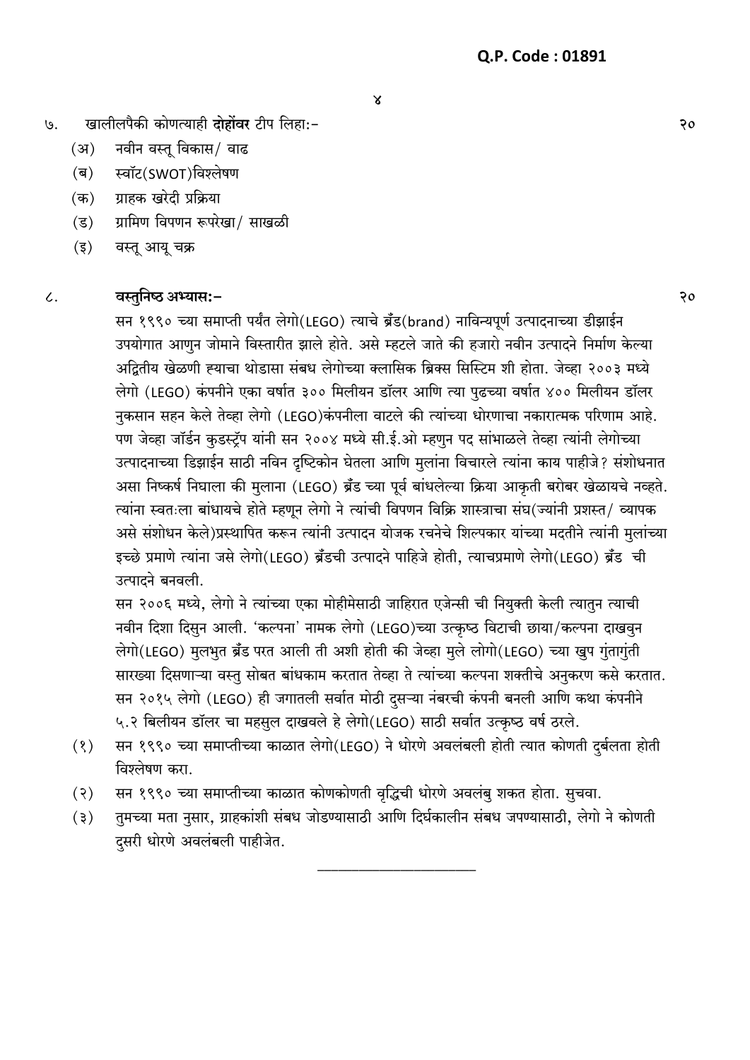७. खालीलपैकी कोणत्याही **दोहोंवर** टीप लिहा:- २०

(अ) नवीन वस्तू विकास/ वाढ

(ब) स्वॉट(SWOT)विश्लेषण

(क) ग्राहक खरेदी प्रक्रिया

(ड) ग्रामिण विपणन रूपरेखा/ साखळी

(इ) वस्तू आयू चक्र

८. **वस्तुनिष्ठ अभ्यास:-** २०

सन १९९० च्या समाप्ती पर्यंत लेगो(LEGO) त्याचे ब्रँड(brand) नाविन्यपूर्ण उत्पादनाच्या डीझाईन उपयोगात आणुन जोमाने विस्तारीत झाले होते. असे म्हटले जाते की हजारो नवीन उत्पादने निर्माण केल्या अद्वितीय खेळणी ह्याचा थोडासा संबध लेगोच्या क्लासिक ब्रिक्स सिस्टिम शी होता. जेव्हा २००३ मध्ये लेगो (LEGO) कंपनीने एका वर्षात ३०० मिलीयन डॉलर आणि त्या पुढच्या वर्षात ४०० मिलीयन डॉलर नुकसान सहन केले तेव्हा लेगो (LEGO)कंपनीला वाटले की त्यांच्या धोरणाचा नकारात्मक परिणाम आहे. पण जेव्हा जॉर्डन कुडस्ट्रॅप यांनी सन २००४ मध्ये सी.ई.ओ म्हणुन पद सांभाळले तेव्हा त्यांनी लेगोच्या उत्पादनाच्या डिझाइन साठी नविन दृष्टिकोन घेतला आणि मुलांना विचारले त्यांना काय पाहीजे? संशोधनात असा निष्कर्ष निघाला की मुलाना (LEGO) ब्रँड च्या पूर्व बांधलेल्या क्रिया आकृती बरोबर खेळायचे नव्हते. त्यांना स्वतःला बांधायचे होते म्हणून लेगो ने त्यांची विपणन विक्रि शास्त्राचा संघ(ज्यांनी प्रशस्त/ व्यापक असे संशोधन केले)प्रस्थापित करून त्यांनी उत्पादन योजक रचनेचे शिल्पकार यांच्या मदतीने त्यांनी मुलांच्या इच्छे प्रमाणे त्यांना जसे लेगो(LEGO) ब्रँडची उत्पादने पाहिजे होती, त्याचप्रमाणे लेगो(LEGO) ब्रँड ची उत्पादने बनवली.

सन २००६ मध्ये, लेगो ने त्यांच्या एका मोहीमेसाठी जाहिरात एजेन्सी ची नियुक्ती केली त्यातुन त्याची नवीन दिशा दिसुन आली. 'कल्पना' नामक लेगो (LEGO)च्या उत्कृष्ठ विटाची छाया/कल्पना दाखवुन लेगो(LEGO) मुलभुत ब्रँड परत आली ती अशी होती की जेव्हा मुले लोगो(LEGO) च्या खुप गुंतागुंती सारख्या दिसणाऱ्या वस्तु सोबत बांधकाम करतात तेव्हा ते त्यांच्या कल्पना शक्तीचे अनुकरण कसे करतात. सन २०१५ लेगो (LEGO) ही जगातली सर्वात मोठी दुसऱ्या नंबरची कंपनी बनली आणि कथा कंपनीने ५.२ बिलीयन डॉलर चा महसुल दाखवले हे लेगो(LEGO) साठी सर्वात उत्कृष्ठ वर्ष ठरले.

(१) सन १९९० च्या समाप्तीच्या काळात लेगो(LEGO) ने धोरणे अवलंबली होती त्यात कोणती दुर्बलता होती विश्लेषण करा.

(२) सन १९९० च्या समाप्तीच्या काळात कोणकोणती वृद्धिची धोरणे अवलंबु शकत होता. सुचवा.

(३) तुमच्या मता नुसार, ग्राहकांशी संबध जोडण्यासाठी आणि दिर्घकालीन संबध जपण्यासाठी, लेगो ने कोणती दुसरी धोरणे अवलंबली पाहीजेत.

---